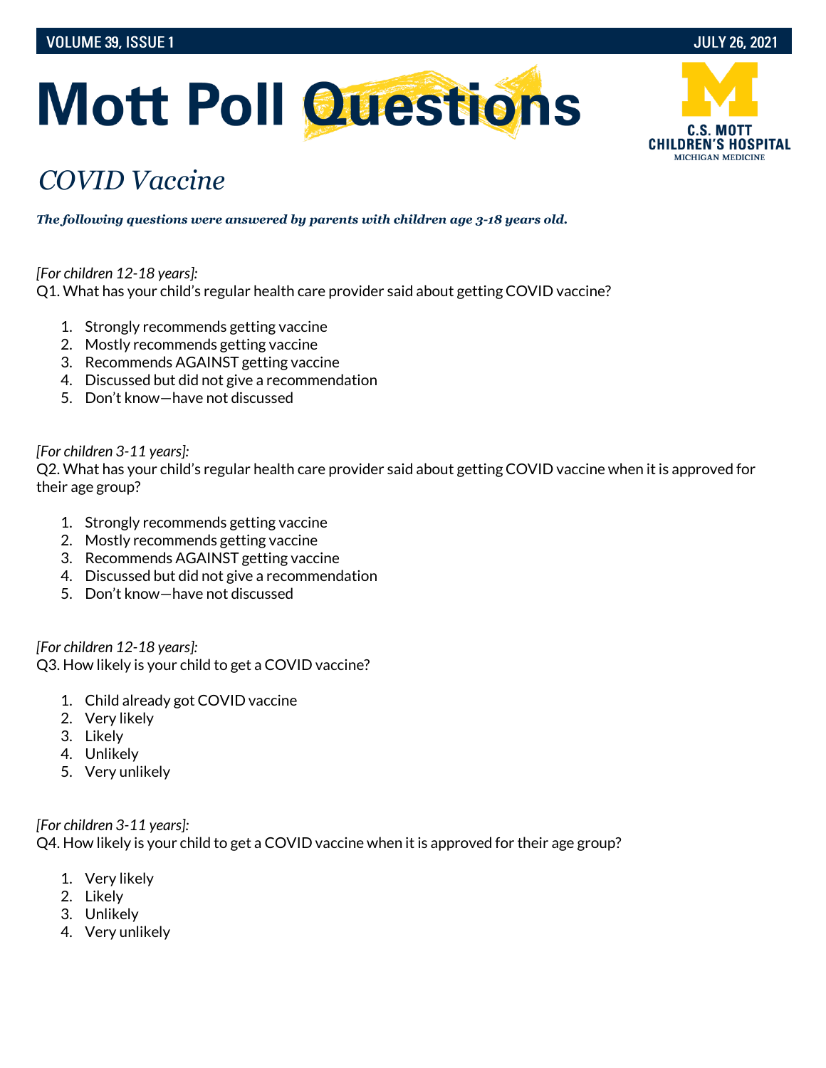# Mott Poll Questions

## *COVID Vaccine*

***The following questions were answered by parents with children age 3-18 years old.***

*[For children 12-18 years]:*
Q1. What has your child's regular health care provider said about getting COVID vaccine?

1. Strongly recommends getting vaccine
2. Mostly recommends getting vaccine
3. Recommends AGAINST getting vaccine
4. Discussed but did not give a recommendation
5. Don't know—have not discussed

*[For children 3-11 years]:*
Q2. What has your child's regular health care provider said about getting COVID vaccine when it is approved for their age group?

1. Strongly recommends getting vaccine
2. Mostly recommends getting vaccine
3. Recommends AGAINST getting vaccine
4. Discussed but did not give a recommendation
5. Don't know—have not discussed

*[For children 12-18 years]:*
Q3. How likely is your child to get a COVID vaccine?

1. Child already got COVID vaccine
2. Very likely
3. Likely
4. Unlikely
5. Very unlikely

*[For children 3-11 years]:*
Q4. How likely is your child to get a COVID vaccine when it is approved for their age group?

1. Very likely
2. Likely
3. Unlikely
4. Very unlikely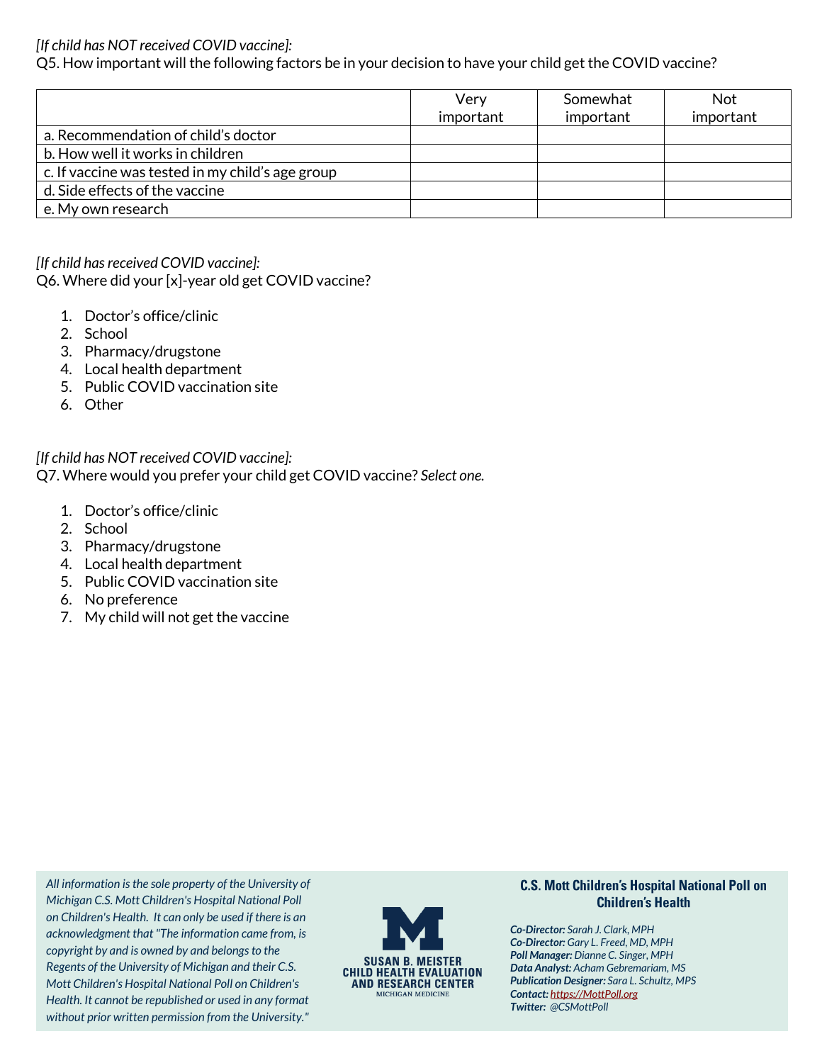*[If child has NOT received COVID vaccine]:*

Q5. How important will the following factors be in your decision to have your child get the COVID vaccine?

| | Very important | Somewhat important | Not important |
|---|---|---|---|
| a. Recommendation of child's doctor | | | |
| b. How well it works in children | | | |
| c. If vaccine was tested in my child's age group | | | |
| d. Side effects of the vaccine | | | |
| e. My own research | | | |

*[If child has received COVID vaccine]:*

Q6. Where did your [x]-year old get COVID vaccine?

1. Doctor's office/clinic
2. School
3. Pharmacy/drugstone
4. Local health department
5. Public COVID vaccination site
6. Other

*[If child has NOT received COVID vaccine]:*

Q7. Where would you prefer your child get COVID vaccine? *Select one.*

1. Doctor's office/clinic
2. School
3. Pharmacy/drugstone
4. Local health department
5. Public COVID vaccination site
6. No preference
7. My child will not get the vaccine

*All information is the sole property of the University of Michigan C.S. Mott Children's Hospital National Poll on Children's Health. It can only be used if there is an acknowledgment that "The information came from, is copyright by and is owned by and belongs to the Regents of the University of Michigan and their C.S. Mott Children's Hospital National Poll on Children's Health. It cannot be republished or used in any format without prior written permission from the University."*

SUSAN B. MEISTER CHILD HEALTH EVALUATION AND RESEARCH CENTER
MICHIGAN MEDICINE

**C.S. Mott Children's Hospital National Poll on Children's Health**

***Co-Director:*** *Sarah J. Clark, MPH*
***Co-Director:*** *Gary L. Freed, MD, MPH*
***Poll Manager:*** *Dianne C. Singer, MPH*
***Data Analyst:*** *Acham Gebremariam, MS*
***Publication Designer:*** *Sara L. Schultz, MPS*
***Contact:*** *https://MottPoll.org*
***Twitter:*** *@CSMottPoll*